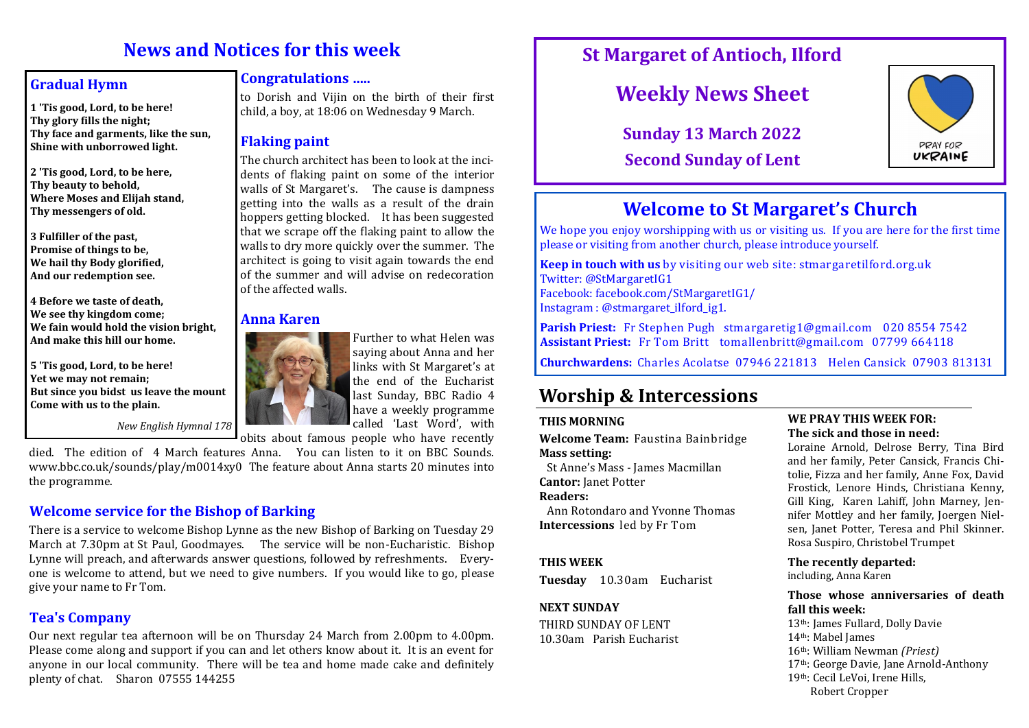# News and Notices for this week

## Gradual Hymn

**1 'Tis good, Lord, to be here!**
**Thy glory fills the night;**
**Thy face and garments, like the sun,**
**Shine with unborrowed light.**

**2 'Tis good, Lord, to be here,**
**Thy beauty to behold,**
**Where Moses and Elijah stand,**
**Thy messengers of old.**

**3 Fulfiller of the past,**
**Promise of things to be,**
**We hail thy Body glorified,**
**And our redemption see.**

**4 Before we taste of death,**
**We see thy kingdom come;**
**We fain would hold the vision bright,**
**And make this hill our home.**

**5 'Tis good, Lord, to be here!**
**Yet we may not remain;**
**But since you bidst us leave the mount**
**Come with us to the plain.**

*New English Hymnal 178*

## Congratulations .....

to Dorish and Vijin on the birth of their first child, a boy, at 18:06 on Wednesday 9 March.

## Flaking paint

The church architect has been to look at the incidents of flaking paint on some of the interior walls of St Margaret's. The cause is dampness getting into the walls as a result of the drain hoppers getting blocked. It has been suggested that we scrape off the flaking paint to allow the walls to dry more quickly over the summer. The architect is going to visit again towards the end of the summer and will advise on redecoration of the affected walls.

## Anna Karen

Further to what Helen was saying about Anna and her links with St Margaret's at the end of the Eucharist last Sunday, BBC Radio 4 have a weekly programme called 'Last Word', with obits about famous people who have recently died. The edition of 4 March features Anna. You can listen to it on BBC Sounds. www.bbc.co.uk/sounds/play/m0014xy0 The feature about Anna starts 20 minutes into the programme.

## Welcome service for the Bishop of Barking

There is a service to welcome Bishop Lynne as the new Bishop of Barking on Tuesday 29 March at 7.30pm at St Paul, Goodmayes. The service will be non-Eucharistic. Bishop Lynne will preach, and afterwards answer questions, followed by refreshments. Everyone is welcome to attend, but we need to give numbers. If you would like to go, please give your name to Fr Tom.

## Tea's Company

Our next regular tea afternoon will be on Thursday 24 March from 2.00pm to 4.00pm. Please come along and support if you can and let others know about it. It is an event for anyone in our local community. There will be tea and home made cake and definitely plenty of chat. Sharon 07555 144255

# St Margaret of Antioch, Ilford

## Weekly News Sheet

**Sunday 13 March 2022**

**Second Sunday of Lent**

PRAY FOR UKRAINE

# Welcome to St Margaret's Church

We hope you enjoy worshipping with us or visiting us. If you are here for the first time please or visiting from another church, please introduce yourself.

**Keep in touch with us** by visiting our web site: stmargaretilford.org.uk
Twitter: @StMargaretIG1
Facebook: facebook.com/StMargaretIG1/
Instagram : @stmargaret_ilford_ig1.

**Parish Priest:** Fr Stephen Pugh stmargaretig1@gmail.com 020 8554 7542
**Assistant Priest:** Fr Tom Britt tomallenbritt@gmail.com 07799 664118

**Churchwardens:** Charles Acolatse 07946 221813 Helen Cansick 07903 813131

# Worship & Intercessions

**THIS MORNING**

**Welcome Team:** Faustina Bainbridge
**Mass setting:**
St Anne's Mass - James Macmillan
**Cantor:** Janet Potter
**Readers:**
Ann Rotondaro and Yvonne Thomas
**Intercessions** led by Fr Tom

**THIS WEEK**

**Tuesday** 10.30am Eucharist

**NEXT SUNDAY**

THIRD SUNDAY OF LENT
10.30am Parish Eucharist

**WE PRAY THIS WEEK FOR:**

**The sick and those in need:**
Loraine Arnold, Delrose Berry, Tina Bird and her family, Peter Cansick, Francis Chitolie, Fizza and her family, Anne Fox, David Frostick, Lenore Hinds, Christiana Kenny, Gill King, Karen Lahiff, John Marney, Jennifer Mottley and her family, Joergen Nielsen, Janet Potter, Teresa and Phil Skinner. Rosa Suspiro, Christobel Trumpet

**The recently departed:**
including, Anna Karen

**Those whose anniversaries of death fall this week:**
13th: James Fullard, Dolly Davie
14th: Mabel James
16th: William Newman *(Priest)*
17th: George Davie, Jane Arnold-Anthony
19th: Cecil LeVoi, Irene Hills,
Robert Cropper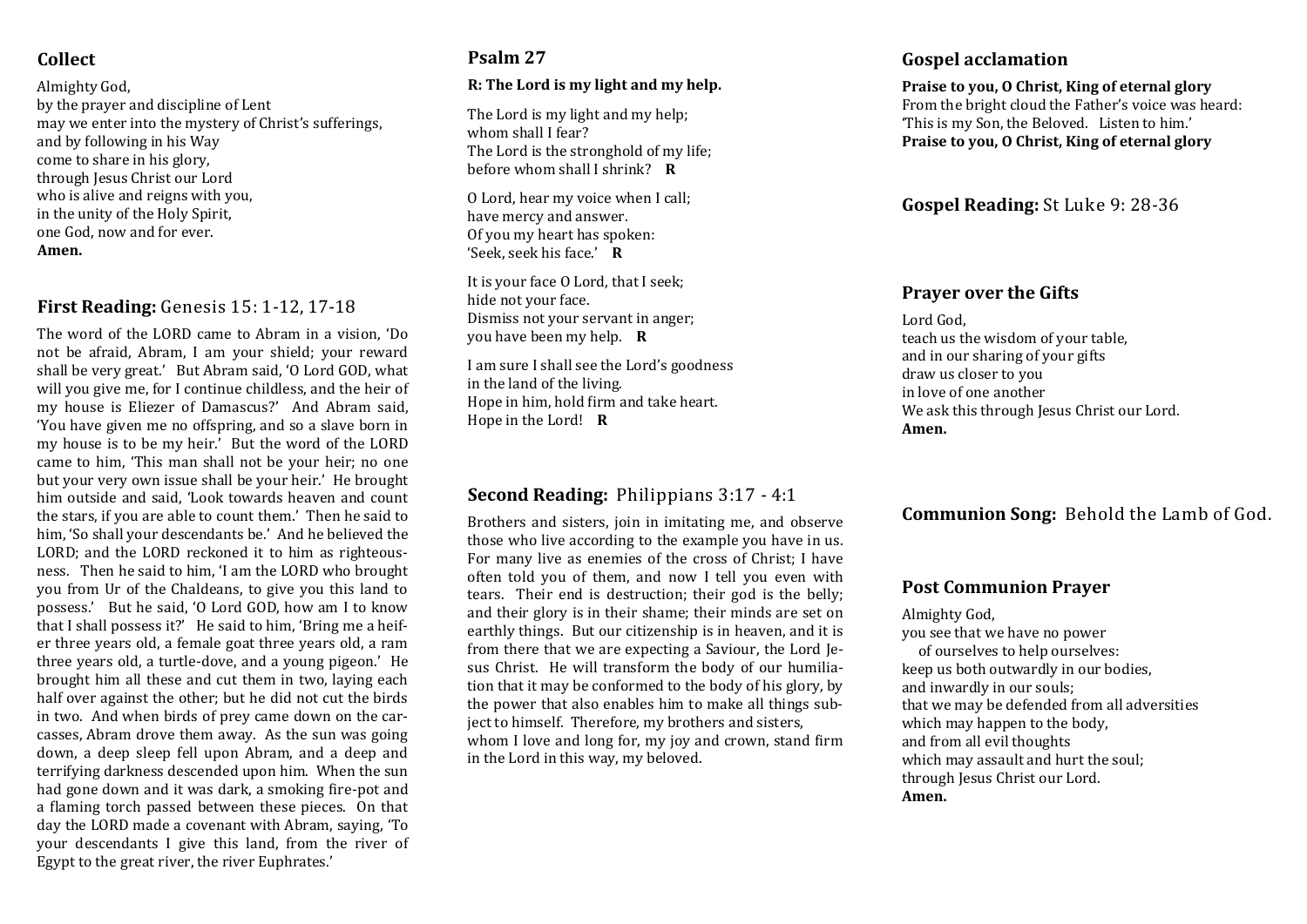## Collect

Almighty God,
by the prayer and discipline of Lent
may we enter into the mystery of Christ's sufferings,
and by following in his Way
come to share in his glory,
through Jesus Christ our Lord
who is alive and reigns with you,
in the unity of the Holy Spirit,
one God, now and for ever.
**Amen.**

## First Reading: Genesis 15: 1-12, 17-18

The word of the LORD came to Abram in a vision, 'Do not be afraid, Abram, I am your shield; your reward shall be very great.' But Abram said, 'O Lord GOD, what will you give me, for I continue childless, and the heir of my house is Eliezer of Damascus?' And Abram said, 'You have given me no offspring, and so a slave born in my house is to be my heir.' But the word of the LORD came to him, 'This man shall not be your heir; no one but your very own issue shall be your heir.' He brought him outside and said, 'Look towards heaven and count the stars, if you are able to count them.' Then he said to him, 'So shall your descendants be.' And he believed the LORD; and the LORD reckoned it to him as righteousness. Then he said to him, 'I am the LORD who brought you from Ur of the Chaldeans, to give you this land to possess.' But he said, 'O Lord GOD, how am I to know that I shall possess it?' He said to him, 'Bring me a heifer three years old, a female goat three years old, a ram three years old, a turtle-dove, and a young pigeon.' He brought him all these and cut them in two, laying each half over against the other; but he did not cut the birds in two. And when birds of prey came down on the carcasses, Abram drove them away. As the sun was going down, a deep sleep fell upon Abram, and a deep and terrifying darkness descended upon him. When the sun had gone down and it was dark, a smoking fire-pot and a flaming torch passed between these pieces. On that day the LORD made a covenant with Abram, saying, 'To your descendants I give this land, from the river of Egypt to the great river, the river Euphrates.'

## Psalm 27

**R: The Lord is my light and my help.**

The Lord is my light and my help;
whom shall I fear?
The Lord is the stronghold of my life;
before whom shall I shrink? **R**

O Lord, hear my voice when I call;
have mercy and answer.
Of you my heart has spoken:
'Seek, seek his face.' **R**

It is your face O Lord, that I seek;
hide not your face.
Dismiss not your servant in anger;
you have been my help. **R**

I am sure I shall see the Lord's goodness
in the land of the living.
Hope in him, hold firm and take heart.
Hope in the Lord! **R**

## Second Reading: Philippians 3:17 - 4:1

Brothers and sisters, join in imitating me, and observe those who live according to the example you have in us. For many live as enemies of the cross of Christ; I have often told you of them, and now I tell you even with tears. Their end is destruction; their god is the belly; and their glory is in their shame; their minds are set on earthly things. But our citizenship is in heaven, and it is from there that we are expecting a Saviour, the Lord Jesus Christ. He will transform the body of our humiliation that it may be conformed to the body of his glory, by the power that also enables him to make all things subject to himself. Therefore, my brothers and sisters, whom I love and long for, my joy and crown, stand firm in the Lord in this way, my beloved.

## Gospel acclamation

**Praise to you, O Christ, King of eternal glory**
From the bright cloud the Father's voice was heard:
'This is my Son, the Beloved. Listen to him.'
**Praise to you, O Christ, King of eternal glory**

## Gospel Reading: St Luke 9: 28-36

## Prayer over the Gifts

Lord God,
teach us the wisdom of your table,
and in our sharing of your gifts
draw us closer to you
in love of one another
We ask this through Jesus Christ our Lord.
**Amen.**

## Communion Song: Behold the Lamb of God.

## Post Communion Prayer

Almighty God,
you see that we have no power
of ourselves to help ourselves:
keep us both outwardly in our bodies,
and inwardly in our souls;
that we may be defended from all adversities
which may happen to the body,
and from all evil thoughts
which may assault and hurt the soul;
through Jesus Christ our Lord.
**Amen.**